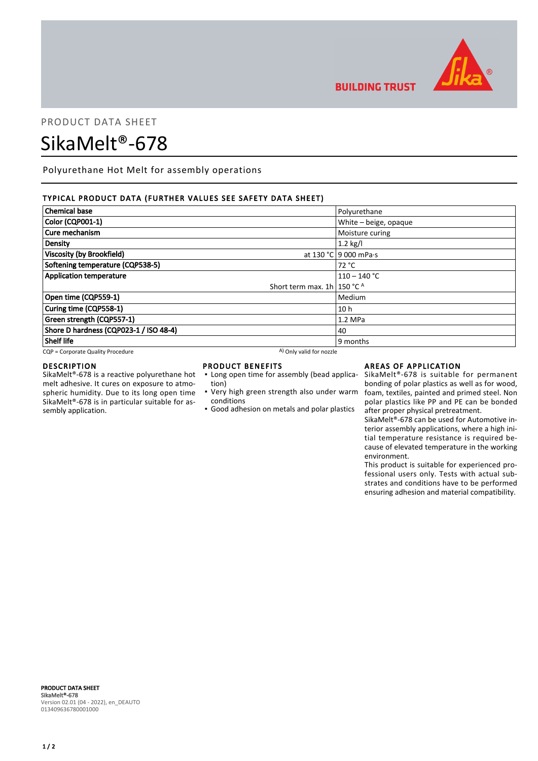PRODUCT DATA SHEET

# SikaMelt®-678

Polyurethane Hot Melt for assembly operations

## TYPICAL PRODUCT DATA (FURTHER VALUES SEE SAFETY DATA SHEET)

| Property | | Value |
|---|---|---|
| **Chemical base** | | Polyurethane |
| **Color (CQP001-1)** | | White – beige, opaque |
| **Cure mechanism** | | Moisture curing |
| **Density** | | 1.2 kg/l |
| **Viscosity (by Brookfield)** | at 130 °C | 9 000 mPa·s |
| **Softening temperature (CQP538-5)** | | 72 °C |
| **Application temperature** | | 110 – 140 °C |
| | Short term max. 1h | 150 °C [A] |
| **Open time (CQP559-1)** | | Medium |
| **Curing time (CQP558-1)** | | 10 h |
| **Green strength (CQP557-1)** | | 1.2 MPa |
| **Shore D hardness (CQP023-1 / ISO 48-4)** | | 40 |
| **Shelf life** | | 9 months |

CQP = Corporate Quality Procedure

A) Only valid for nozzle

## DESCRIPTION

SikaMelt®-678 is a reactive polyurethane hot melt adhesive. It cures on exposure to atmospheric humidity. Due to its long open time SikaMelt®-678 is in particular suitable for assembly application.

## PRODUCT BENEFITS

- Long open time for assembly (bead application)
- Very high green strength also under warm conditions
- Good adhesion on metals and polar plastics

## AREAS OF APPLICATION

SikaMelt®-678 is suitable for permanent bonding of polar plastics as well as for wood, foam, textiles, painted and primed steel. Non polar plastics like PP and PE can be bonded after proper physical pretreatment.

SikaMelt®-678 can be used for Automotive interior assembly applications, where a high initial temperature resistance is required because of elevated temperature in the working environment.

This product is suitable for experienced professional users only. Tests with actual substrates and conditions have to be performed ensuring adhesion and material compatibility.

**PRODUCT DATA SHEET**
**SikaMelt®-678**
Version 02.01 (04 - 2022), en_DEAUTO
013409636780001000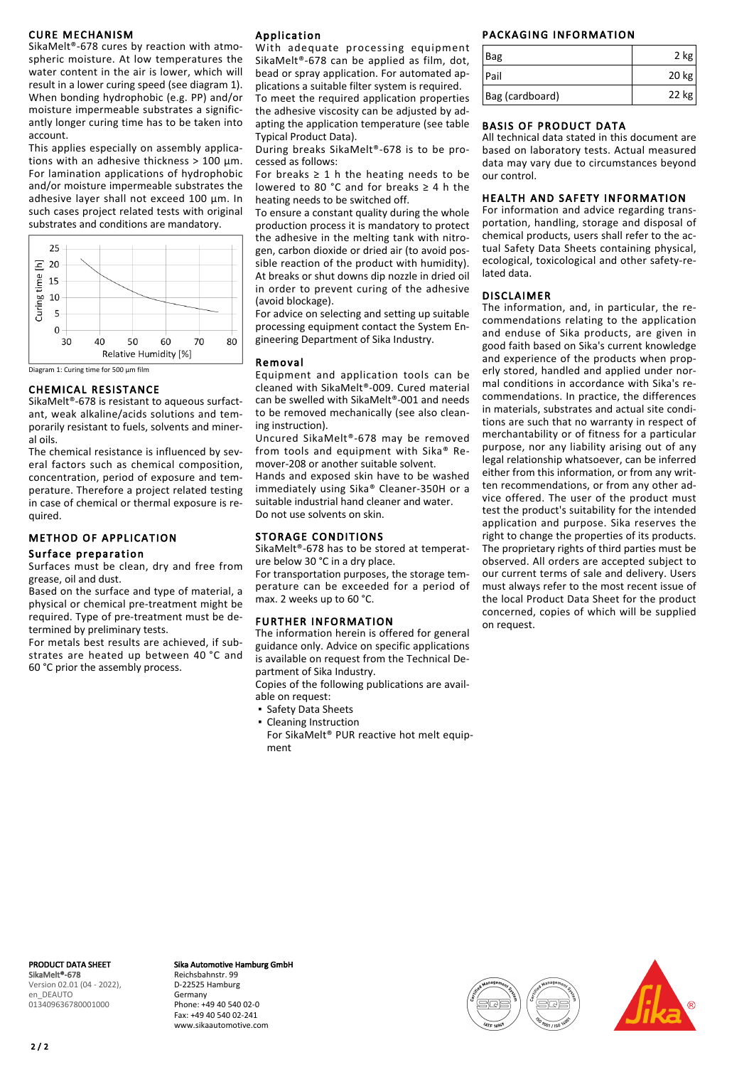## CURE MECHANISM

SikaMelt®-678 cures by reaction with atmospheric moisture. At low temperatures the water content in the air is lower, which will result in a lower curing speed (see diagram 1). When bonding hydrophobic (e.g. PP) and/or moisture impermeable substrates a significantly longer curing time has to be taken into account.

This applies especially on assembly applications with an adhesive thickness > 100 µm. For lamination applications of hydrophobic and/or moisture impermeable substrates the adhesive layer shall not exceed 100 µm. In such cases project related tests with original substrates and conditions are mandatory.

Curing time [h]
25
20
15
10
5
0
30 40 50 60 70 80
Relative Humidity [%]

Diagram 1: Curing time for 500 µm film

## CHEMICAL RESISTANCE

SikaMelt®-678 is resistant to aqueous surfactant, weak alkaline/acids solutions and temporarily resistant to fuels, solvents and mineral oils.

The chemical resistance is influenced by several factors such as chemical composition, concentration, period of exposure and temperature. Therefore a project related testing in case of chemical or thermal exposure is required.

## METHOD OF APPLICATION

### Surface preparation

Surfaces must be clean, dry and free from grease, oil and dust.

Based on the surface and type of material, a physical or chemical pre-treatment might be required. Type of pre-treatment must be determined by preliminary tests.

For metals best results are achieved, if substrates are heated up between 40 °C and 60 °C prior the assembly process.

### Application

With adequate processing equipment SikaMelt®-678 can be applied as film, dot, bead or spray application. For automated applications a suitable filter system is required.

To meet the required application properties the adhesive viscosity can be adjusted by adapting the application temperature (see table Typical Product Data).

During breaks SikaMelt®-678 is to be processed as follows:

For breaks ≥ 1 h the heating needs to be lowered to 80 °C and for breaks ≥ 4 h the heating needs to be switched off.

To ensure a constant quality during the whole production process it is mandatory to protect the adhesive in the melting tank with nitrogen, carbon dioxide or dried air (to avoid possible reaction of the product with humidity). At breaks or shut downs dip nozzle in dried oil in order to prevent curing of the adhesive (avoid blockage).

For advice on selecting and setting up suitable processing equipment contact the System Engineering Department of Sika Industry.

### Removal

Equipment and application tools can be cleaned with SikaMelt®-009. Cured material can be swelled with SikaMelt®-001 and needs to be removed mechanically (see also cleaning instruction).

Uncured SikaMelt®-678 may be removed from tools and equipment with Sika® Remover-208 or another suitable solvent.

Hands and exposed skin have to be washed immediately using Sika® Cleaner-350H or a suitable industrial hand cleaner and water.

Do not use solvents on skin.

## STORAGE CONDITIONS

SikaMelt®-678 has to be stored at temperature below 30 °C in a dry place.

For transportation purposes, the storage temperature can be exceeded for a period of max. 2 weeks up to 60 °C.

## FURTHER INFORMATION

The information herein is offered for general guidance only. Advice on specific applications is available on request from the Technical Department of Sika Industry.

Copies of the following publications are available on request:

- Safety Data Sheets
- Cleaning Instruction
  For SikaMelt® PUR reactive hot melt equipment

## PACKAGING INFORMATION

| | |
|---|---|
| Bag | 2 kg |
| Pail | 20 kg |
| Bag (cardboard) | 22 kg |

## BASIS OF PRODUCT DATA

All technical data stated in this document are based on laboratory tests. Actual measured data may vary due to circumstances beyond our control.

## HEALTH AND SAFETY INFORMATION

For information and advice regarding transportation, handling, storage and disposal of chemical products, users shall refer to the actual Safety Data Sheets containing physical, ecological, toxicological and other safety-related data.

## DISCLAIMER

The information, and, in particular, the recommendations relating to the application and enduse of Sika products, are given in good faith based on Sika's current knowledge and experience of the products when properly stored, handled and applied under normal conditions in accordance with Sika's recommendations. In practice, the differences in materials, substrates and actual site conditions are such that no warranty in respect of merchantability or of fitness for a particular purpose, nor any liability arising out of any legal relationship whatsoever, can be inferred either from this information, or from any written recommendations, or from any other advice offered. The user of the product must test the product's suitability for the intended application and purpose. Sika reserves the right to change the properties of its products. The proprietary rights of third parties must be observed. All orders are accepted subject to our current terms of sale and delivery. Users must always refer to the most recent issue of the local Product Data Sheet for the product concerned, copies of which will be supplied on request.

**PRODUCT DATA SHEET**
**SikaMelt®-678**
Version 02.01 (04 - 2022), en_DEAUTO
013409636780001000

**Sika Automotive Hamburg GmbH**
Reichsbahnstr. 99
D-22525 Hamburg
Germany
Phone: +49 40 540 02-0
Fax: +49 40 540 02-241
www.sikaautomotive.com